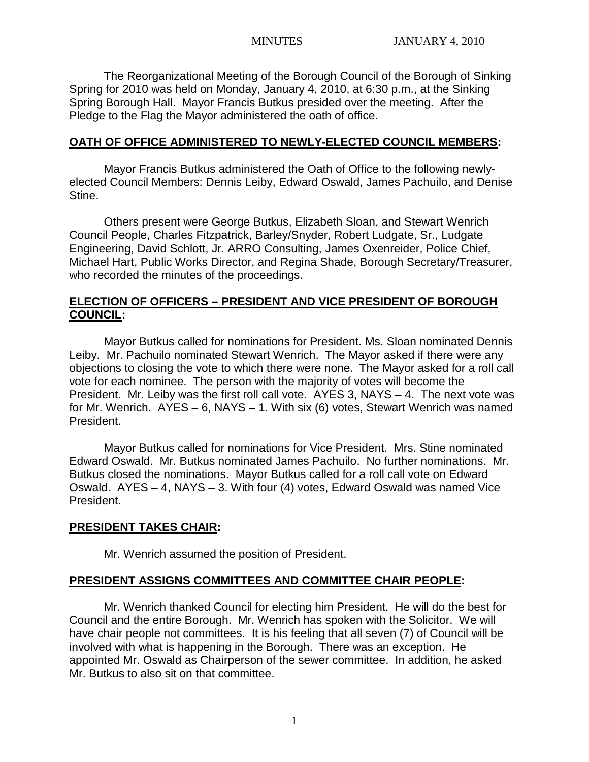MINUTES JANUARY 4, 2010

The Reorganizational Meeting of the Borough Council of the Borough of Sinking Spring for 2010 was held on Monday, January 4, 2010, at 6:30 p.m., at the Sinking Spring Borough Hall. Mayor Francis Butkus presided over the meeting. After the Pledge to the Flag the Mayor administered the oath of office.

## **OATH OF OFFICE ADMINISTERED TO NEWLY-ELECTED COUNCIL MEMBERS:**

Mayor Francis Butkus administered the Oath of Office to the following newly-elected Council Members: Dennis Leiby, Edward Oswald, James Pachuilo, and Denise Stine.

Others present were George Butkus, Elizabeth Sloan, and Stewart Wenrich Council People, Charles Fitzpatrick, Barley/Snyder, Robert Ludgate, Sr., Ludgate Engineering, David Schlott, Jr. ARRO Consulting, James Oxenreider, Police Chief, Michael Hart, Public Works Director, and Regina Shade, Borough Secretary/Treasurer, who recorded the minutes of the proceedings.

## **ELECTION OF OFFICERS – PRESIDENT AND VICE PRESIDENT OF BOROUGH COUNCIL:**

Mayor Butkus called for nominations for President. Ms. Sloan nominated Dennis Leiby. Mr. Pachuilo nominated Stewart Wenrich. The Mayor asked if there were any objections to closing the vote to which there were none. The Mayor asked for a roll call vote for each nominee. The person with the majority of votes will become the President. Mr. Leiby was the first roll call vote. AYES 3, NAYS – 4. The next vote was for Mr. Wenrich. AYES – 6, NAYS – 1. With six (6) votes, Stewart Wenrich was named President.

Mayor Butkus called for nominations for Vice President. Mrs. Stine nominated Edward Oswald. Mr. Butkus nominated James Pachuilo. No further nominations. Mr. Butkus closed the nominations. Mayor Butkus called for a roll call vote on Edward Oswald. AYES – 4, NAYS – 3. With four (4) votes, Edward Oswald was named Vice President.

## **PRESIDENT TAKES CHAIR:**

Mr. Wenrich assumed the position of President.

## **PRESIDENT ASSIGNS COMMITTEES AND COMMITTEE CHAIR PEOPLE:**

Mr. Wenrich thanked Council for electing him President. He will do the best for Council and the entire Borough. Mr. Wenrich has spoken with the Solicitor. We will have chair people not committees. It is his feeling that all seven (7) of Council will be involved with what is happening in the Borough. There was an exception. He appointed Mr. Oswald as Chairperson of the sewer committee. In addition, he asked Mr. Butkus to also sit on that committee.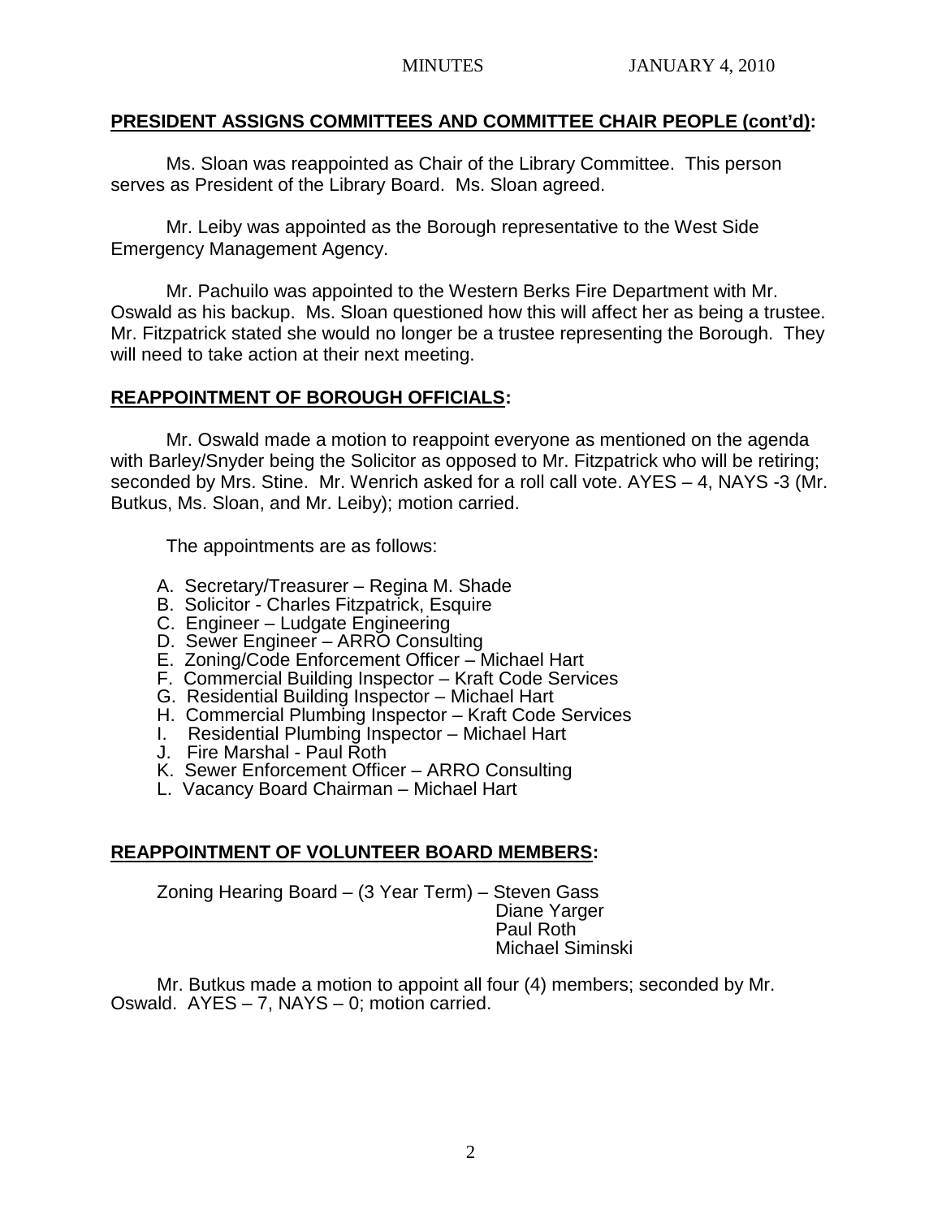**PRESIDENT ASSIGNS COMMITTEES AND COMMITTEE CHAIR PEOPLE (cont'd):**

Ms. Sloan was reappointed as Chair of the Library Committee. This person serves as President of the Library Board. Ms. Sloan agreed.

Mr. Leiby was appointed as the Borough representative to the West Side Emergency Management Agency.

Mr. Pachuilo was appointed to the Western Berks Fire Department with Mr. Oswald as his backup. Ms. Sloan questioned how this will affect her as being a trustee. Mr. Fitzpatrick stated she would no longer be a trustee representing the Borough. They will need to take action at their next meeting.

**REAPPOINTMENT OF BOROUGH OFFICIALS:**

Mr. Oswald made a motion to reappoint everyone as mentioned on the agenda with Barley/Snyder being the Solicitor as opposed to Mr. Fitzpatrick who will be retiring; seconded by Mrs. Stine. Mr. Wenrich asked for a roll call vote. AYES – 4, NAYS -3 (Mr. Butkus, Ms. Sloan, and Mr. Leiby); motion carried.

The appointments are as follows:

A. Secretary/Treasurer – Regina M. Shade
B. Solicitor - Charles Fitzpatrick, Esquire
C. Engineer – Ludgate Engineering
D. Sewer Engineer – ARRO Consulting
E. Zoning/Code Enforcement Officer – Michael Hart
F. Commercial Building Inspector – Kraft Code Services
G. Residential Building Inspector – Michael Hart
H. Commercial Plumbing Inspector – Kraft Code Services
I. Residential Plumbing Inspector – Michael Hart
J. Fire Marshal - Paul Roth
K. Sewer Enforcement Officer – ARRO Consulting
L. Vacancy Board Chairman – Michael Hart

**REAPPOINTMENT OF VOLUNTEER BOARD MEMBERS:**

Zoning Hearing Board – (3 Year Term) – Steven Gass
Diane Yarger
Paul Roth
Michael Siminski

Mr. Butkus made a motion to appoint all four (4) members; seconded by Mr. Oswald. AYES – 7, NAYS – 0; motion carried.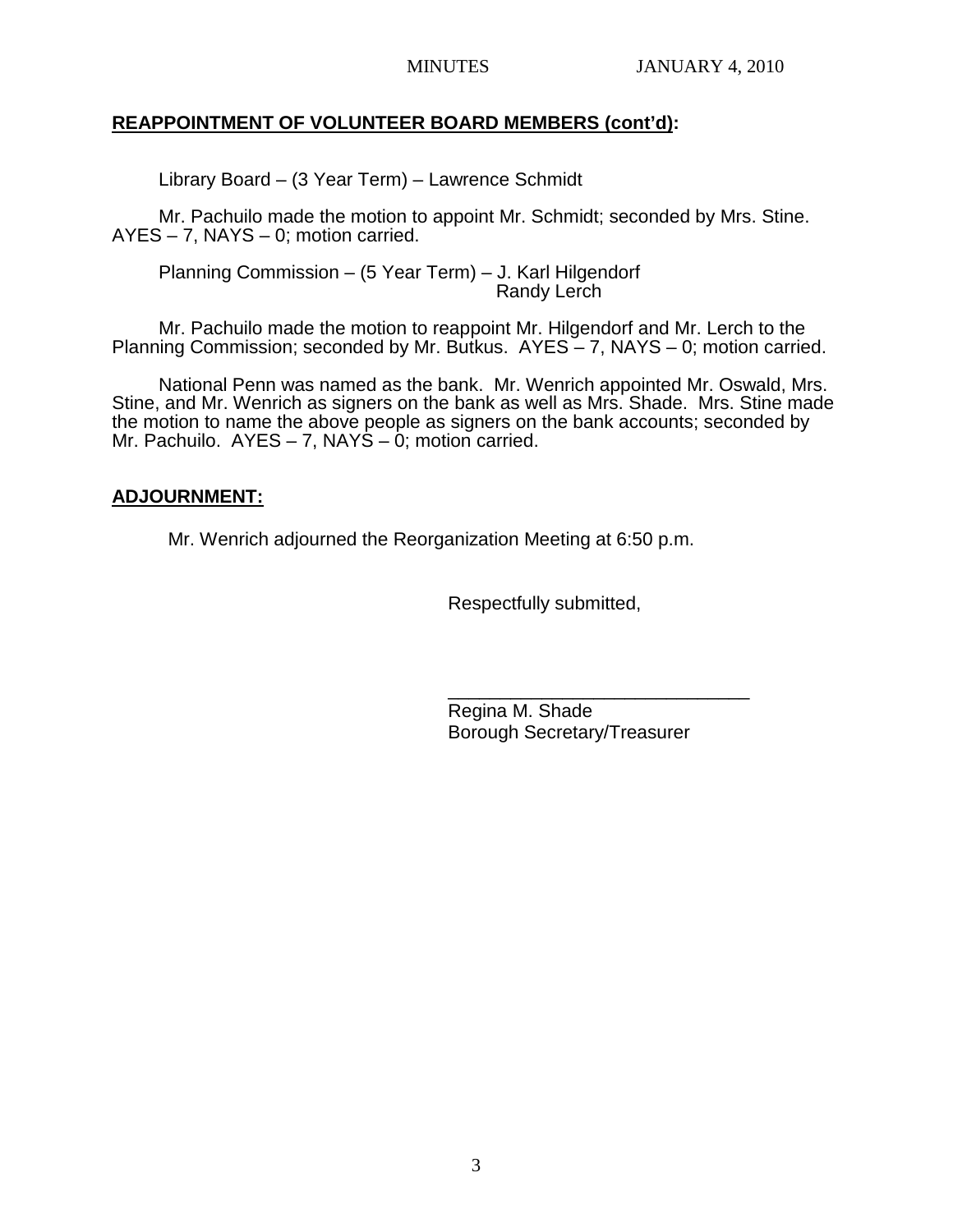## REAPPOINTMENT OF VOLUNTEER BOARD MEMBERS (cont'd):

Library Board – (3 Year Term) – Lawrence Schmidt

Mr. Pachuilo made the motion to appoint Mr. Schmidt; seconded by Mrs. Stine. AYES – 7, NAYS – 0; motion carried.

Planning Commission – (5 Year Term) – J. Karl Hilgendorf
Randy Lerch

Mr. Pachuilo made the motion to reappoint Mr. Hilgendorf and Mr. Lerch to the Planning Commission; seconded by Mr. Butkus. AYES – 7, NAYS – 0; motion carried.

National Penn was named as the bank. Mr. Wenrich appointed Mr. Oswald, Mrs. Stine, and Mr. Wenrich as signers on the bank as well as Mrs. Shade. Mrs. Stine made the motion to name the above people as signers on the bank accounts; seconded by Mr. Pachuilo. AYES – 7, NAYS – 0; motion carried.

## ADJOURNMENT:

Mr. Wenrich adjourned the Reorganization Meeting at 6:50 p.m.

Respectfully submitted,

______________________________
Regina M. Shade
Borough Secretary/Treasurer